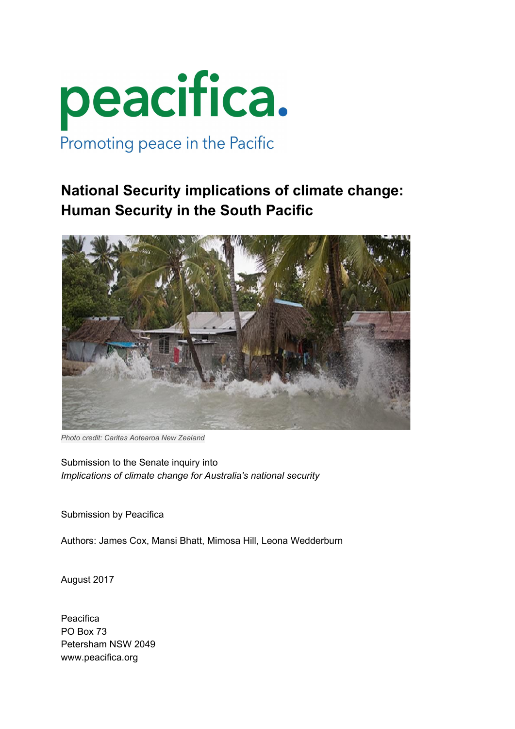peacifica.

Promoting peace in the Pacific

# National Security implications of climate change: Human Security in the South Pacific

*Photo credit: Caritas Aotearoa New Zealand*

Submission to the Senate inquiry into
*Implications of climate change for Australia's national security*

Submission by Peacifica

Authors: James Cox, Mansi Bhatt, Mimosa Hill, Leona Wedderburn

August 2017

Peacifica
PO Box 73
Petersham NSW 2049
www.peacifica.org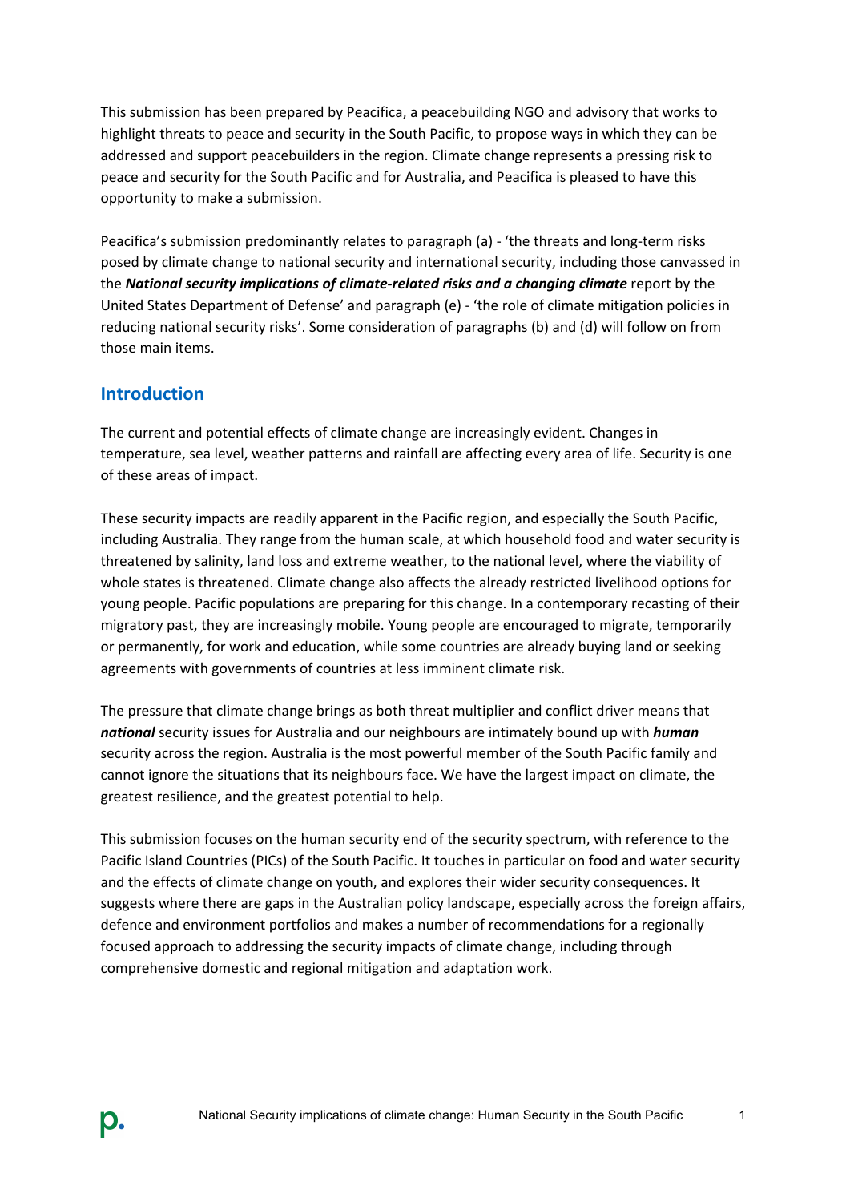This submission has been prepared by Peacifica, a peacebuilding NGO and advisory that works to highlight threats to peace and security in the South Pacific, to propose ways in which they can be addressed and support peacebuilders in the region. Climate change represents a pressing risk to peace and security for the South Pacific and for Australia, and Peacifica is pleased to have this opportunity to make a submission.

Peacifica's submission predominantly relates to paragraph (a) - 'the threats and long-term risks posed by climate change to national security and international security, including those canvassed in the ***National security implications of climate-related risks and a changing climate*** report by the United States Department of Defense' and paragraph (e) - 'the role of climate mitigation policies in reducing national security risks'. Some consideration of paragraphs (b) and (d) will follow on from those main items.

## Introduction

The current and potential effects of climate change are increasingly evident. Changes in temperature, sea level, weather patterns and rainfall are affecting every area of life. Security is one of these areas of impact.

These security impacts are readily apparent in the Pacific region, and especially the South Pacific, including Australia. They range from the human scale, at which household food and water security is threatened by salinity, land loss and extreme weather, to the national level, where the viability of whole states is threatened. Climate change also affects the already restricted livelihood options for young people. Pacific populations are preparing for this change. In a contemporary recasting of their migratory past, they are increasingly mobile. Young people are encouraged to migrate, temporarily or permanently, for work and education, while some countries are already buying land or seeking agreements with governments of countries at less imminent climate risk.

The pressure that climate change brings as both threat multiplier and conflict driver means that ***national*** security issues for Australia and our neighbours are intimately bound up with ***human*** security across the region. Australia is the most powerful member of the South Pacific family and cannot ignore the situations that its neighbours face. We have the largest impact on climate, the greatest resilience, and the greatest potential to help.

This submission focuses on the human security end of the security spectrum, with reference to the Pacific Island Countries (PICs) of the South Pacific. It touches in particular on food and water security and the effects of climate change on youth, and explores their wider security consequences. It suggests where there are gaps in the Australian policy landscape, especially across the foreign affairs, defence and environment portfolios and makes a number of recommendations for a regionally focused approach to addressing the security impacts of climate change, including through comprehensive domestic and regional mitigation and adaptation work.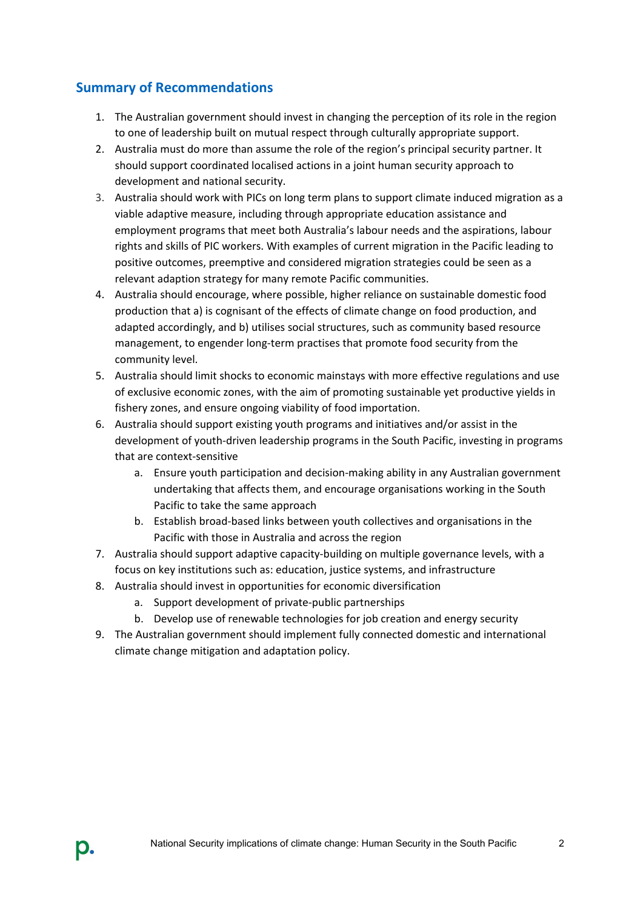## Summary of Recommendations

1. The Australian government should invest in changing the perception of its role in the region to one of leadership built on mutual respect through culturally appropriate support.
2. Australia must do more than assume the role of the region's principal security partner. It should support coordinated localised actions in a joint human security approach to development and national security.
3. Australia should work with PICs on long term plans to support climate induced migration as a viable adaptive measure, including through appropriate education assistance and employment programs that meet both Australia's labour needs and the aspirations, labour rights and skills of PIC workers. With examples of current migration in the Pacific leading to positive outcomes, preemptive and considered migration strategies could be seen as a relevant adaption strategy for many remote Pacific communities.
4. Australia should encourage, where possible, higher reliance on sustainable domestic food production that a) is cognisant of the effects of climate change on food production, and adapted accordingly, and b) utilises social structures, such as community based resource management, to engender long-term practises that promote food security from the community level.
5. Australia should limit shocks to economic mainstays with more effective regulations and use of exclusive economic zones, with the aim of promoting sustainable yet productive yields in fishery zones, and ensure ongoing viability of food importation.
6. Australia should support existing youth programs and initiatives and/or assist in the development of youth-driven leadership programs in the South Pacific, investing in programs that are context-sensitive
   a. Ensure youth participation and decision-making ability in any Australian government undertaking that affects them, and encourage organisations working in the South Pacific to take the same approach
   b. Establish broad-based links between youth collectives and organisations in the Pacific with those in Australia and across the region
7. Australia should support adaptive capacity-building on multiple governance levels, with a focus on key institutions such as: education, justice systems, and infrastructure
8. Australia should invest in opportunities for economic diversification
   a. Support development of private-public partnerships
   b. Develop use of renewable technologies for job creation and energy security
9. The Australian government should implement fully connected domestic and international climate change mitigation and adaptation policy.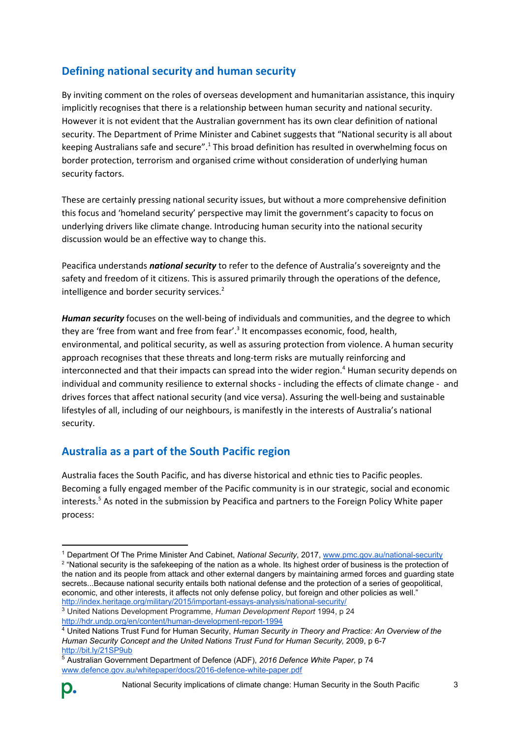## Defining national security and human security

By inviting comment on the roles of overseas development and humanitarian assistance, this inquiry implicitly recognises that there is a relationship between human security and national security. However it is not evident that the Australian government has its own clear definition of national security. The Department of Prime Minister and Cabinet suggests that "National security is all about keeping Australians safe and secure".[1] This broad definition has resulted in overwhelming focus on border protection, terrorism and organised crime without consideration of underlying human security factors.

These are certainly pressing national security issues, but without a more comprehensive definition this focus and 'homeland security' perspective may limit the government's capacity to focus on underlying drivers like climate change. Introducing human security into the national security discussion would be an effective way to change this.

Peacifica understands ***national security*** to refer to the defence of Australia's sovereignty and the safety and freedom of it citizens. This is assured primarily through the operations of the defence, intelligence and border security services.[2]

***Human security*** focuses on the well-being of individuals and communities, and the degree to which they are 'free from want and free from fear'.[3] It encompasses economic, food, health, environmental, and political security, as well as assuring protection from violence. A human security approach recognises that these threats and long-term risks are mutually reinforcing and interconnected and that their impacts can spread into the wider region.[4] Human security depends on individual and community resilience to external shocks - including the effects of climate change - and drives forces that affect national security (and vice versa). Assuring the well-being and sustainable lifestyles of all, including of our neighbours, is manifestly in the interests of Australia's national security.

## Australia as a part of the South Pacific region

Australia faces the South Pacific, and has diverse historical and ethnic ties to Pacific peoples. Becoming a fully engaged member of the Pacific community is in our strategic, social and economic interests.[5] As noted in the submission by Peacifica and partners to the Foreign Policy White paper process:

---

[1] Department Of The Prime Minister And Cabinet, *National Security*, 2017, www.pmc.gov.au/national-security

[2] "National security is the safekeeping of the nation as a whole. Its highest order of business is the protection of the nation and its people from attack and other external dangers by maintaining armed forces and guarding state secrets...Because national security entails both national defense and the protection of a series of geopolitical, economic, and other interests, it affects not only defense policy, but foreign and other policies as well." http://index.heritage.org/military/2015/important-essays-analysis/national-security/

[3] United Nations Development Programme, *Human Development Report* 1994, p 24 http://hdr.undp.org/en/content/human-development-report-1994

[4] United Nations Trust Fund for Human Security, *Human Security in Theory and Practice: An Overview of the Human Security Concept and the United Nations Trust Fund for Human Security*, 2009, p 6-7 http://bit.ly/21SP9ub

[5] Australian Government Department of Defence (ADF), *2016 Defence White Paper,* p 74 www.defence.gov.au/whitepaper/docs/2016-defence-white-paper.pdf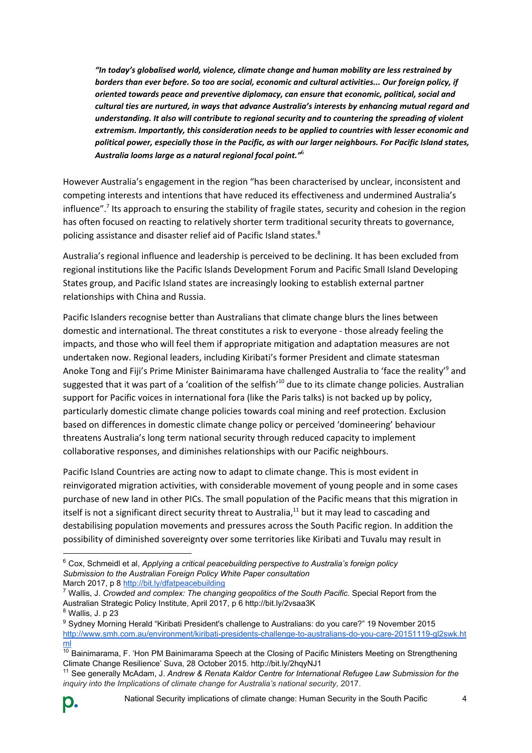> ***"In today's globalised world, violence, climate change and human mobility are less restrained by borders than ever before. So too are social, economic and cultural activities... Our foreign policy, if oriented towards peace and preventive diplomacy, can ensure that economic, political, social and cultural ties are nurtured, in ways that advance Australia's interests by enhancing mutual regard and understanding. It also will contribute to regional security and to countering the spreading of violent extremism. Importantly, this consideration needs to be applied to countries with lesser economic and political power, especially those in the Pacific, as with our larger neighbours. For Pacific Island states, Australia looms large as a natural regional focal point."***[6]

However Australia's engagement in the region "has been characterised by unclear, inconsistent and competing interests and intentions that have reduced its effectiveness and undermined Australia's influence".[7] Its approach to ensuring the stability of fragile states, security and cohesion in the region has often focused on reacting to relatively shorter term traditional security threats to governance, policing assistance and disaster relief aid of Pacific Island states.[8]

Australia's regional influence and leadership is perceived to be declining. It has been excluded from regional institutions like the Pacific Islands Development Forum and Pacific Small Island Developing States group, and Pacific Island states are increasingly looking to establish external partner relationships with China and Russia.

Pacific Islanders recognise better than Australians that climate change blurs the lines between domestic and international. The threat constitutes a risk to everyone - those already feeling the impacts, and those who will feel them if appropriate mitigation and adaptation measures are not undertaken now. Regional leaders, including Kiribati's former President and climate statesman Anoke Tong and Fiji's Prime Minister Bainimarama have challenged Australia to 'face the reality'[9] and suggested that it was part of a 'coalition of the selfish'[10] due to its climate change policies. Australian support for Pacific voices in international fora (like the Paris talks) is not backed up by policy, particularly domestic climate change policies towards coal mining and reef protection. Exclusion based on differences in domestic climate change policy or perceived 'domineering' behaviour threatens Australia's long term national security through reduced capacity to implement collaborative responses, and diminishes relationships with our Pacific neighbours.

Pacific Island Countries are acting now to adapt to climate change. This is most evident in reinvigorated migration activities, with considerable movement of young people and in some cases purchase of new land in other PICs. The small population of the Pacific means that this migration in itself is not a significant direct security threat to Australia,[11] but it may lead to cascading and destabilising population movements and pressures across the South Pacific region. In addition the possibility of diminished sovereignty over some territories like Kiribati and Tuvalu may result in

---

[6] Cox, Schmeidl et al, *Applying a critical peacebuilding perspective to Australia's foreign policy Submission to the Australian Foreign Policy White Paper consultation* March 2017, p 8 http://bit.ly/dfatpeacebuilding

[7] Wallis, J. *Crowded and complex: The changing geopolitics of the South Pacific.* Special Report from the Australian Strategic Policy Institute, April 2017, p 6 http://bit.ly/2vsaa3K

[8] Wallis, J. p 23

[9] Sydney Morning Herald "Kiribati President's challenge to Australians: do you care?" 19 November 2015 http://www.smh.com.au/environment/kiribati-presidents-challenge-to-australians-do-you-care-20151119-gl2swk.html

[10] Bainimarama, F. 'Hon PM Bainimarama Speech at the Closing of Pacific Ministers Meeting on Strengthening Climate Change Resilience' Suva, 28 October 2015. http://bit.ly/2hqyNJ1

[11] See generally McAdam, J. *Andrew & Renata Kaldor Centre for International Refugee Law Submission for the inquiry into the Implications of climate change for Australia's national security*, 2017.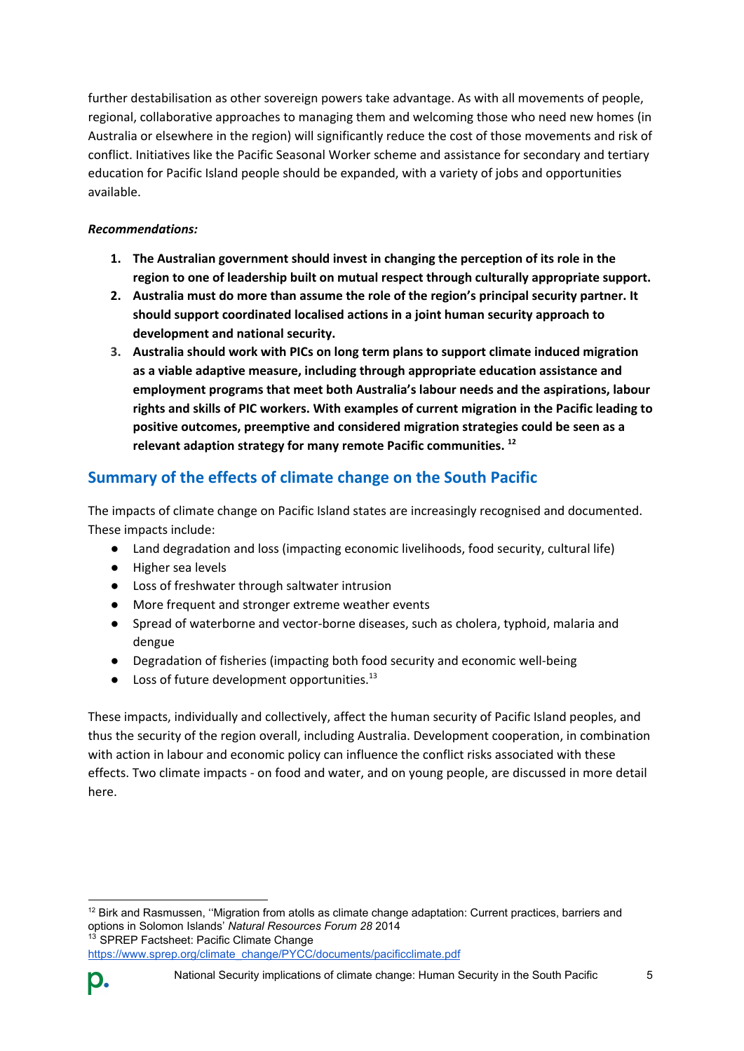further destabilisation as other sovereign powers take advantage. As with all movements of people, regional, collaborative approaches to managing them and welcoming those who need new homes (in Australia or elsewhere in the region) will significantly reduce the cost of those movements and risk of conflict. Initiatives like the Pacific Seasonal Worker scheme and assistance for secondary and tertiary education for Pacific Island people should be expanded, with a variety of jobs and opportunities available.

***Recommendations:***

1. **The Australian government should invest in changing the perception of its role in the region to one of leadership built on mutual respect through culturally appropriate support.**
2. **Australia must do more than assume the role of the region's principal security partner. It should support coordinated localised actions in a joint human security approach to development and national security.**
3. **Australia should work with PICs on long term plans to support climate induced migration as a viable adaptive measure, including through appropriate education assistance and employment programs that meet both Australia's labour needs and the aspirations, labour rights and skills of PIC workers. With examples of current migration in the Pacific leading to positive outcomes, preemptive and considered migration strategies could be seen as a relevant adaption strategy for many remote Pacific communities.** [12]

## Summary of the effects of climate change on the South Pacific

The impacts of climate change on Pacific Island states are increasingly recognised and documented. These impacts include:

- Land degradation and loss (impacting economic livelihoods, food security, cultural life)
- Higher sea levels
- Loss of freshwater through saltwater intrusion
- More frequent and stronger extreme weather events
- Spread of waterborne and vector-borne diseases, such as cholera, typhoid, malaria and dengue
- Degradation of fisheries (impacting both food security and economic well-being
- Loss of future development opportunities.[13]

These impacts, individually and collectively, affect the human security of Pacific Island peoples, and thus the security of the region overall, including Australia. Development cooperation, in combination with action in labour and economic policy can influence the conflict risks associated with these effects. Two climate impacts - on food and water, and on young people, are discussed in more detail here.

---

[12] Birk and Rasmussen, ''Migration from atolls as climate change adaptation: Current practices, barriers and options in Solomon Islands' *Natural Resources Forum 28* 2014

[13] SPREP Factsheet: Pacific Climate Change https://www.sprep.org/climate_change/PYCC/documents/pacificclimate.pdf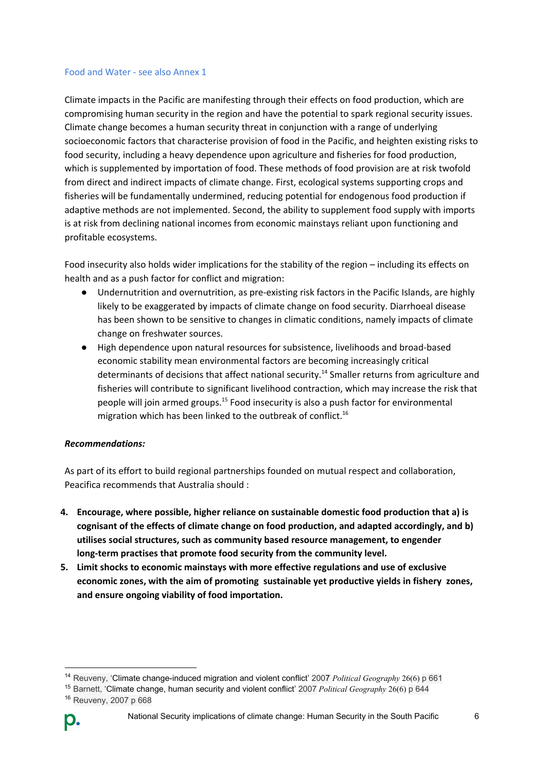## Food and Water - see also Annex 1

Climate impacts in the Pacific are manifesting through their effects on food production, which are compromising human security in the region and have the potential to spark regional security issues. Climate change becomes a human security threat in conjunction with a range of underlying socioeconomic factors that characterise provision of food in the Pacific, and heighten existing risks to food security, including a heavy dependence upon agriculture and fisheries for food production, which is supplemented by importation of food. These methods of food provision are at risk twofold from direct and indirect impacts of climate change. First, ecological systems supporting crops and fisheries will be fundamentally undermined, reducing potential for endogenous food production if adaptive methods are not implemented. Second, the ability to supplement food supply with imports is at risk from declining national incomes from economic mainstays reliant upon functioning and profitable ecosystems.

Food insecurity also holds wider implications for the stability of the region – including its effects on health and as a push factor for conflict and migration:

- Undernutrition and overnutrition, as pre-existing risk factors in the Pacific Islands, are highly likely to be exaggerated by impacts of climate change on food security. Diarrhoeal disease has been shown to be sensitive to changes in climatic conditions, namely impacts of climate change on freshwater sources.
- High dependence upon natural resources for subsistence, livelihoods and broad-based economic stability mean environmental factors are becoming increasingly critical determinants of decisions that affect national security.[14] Smaller returns from agriculture and fisheries will contribute to significant livelihood contraction, which may increase the risk that people will join armed groups.[15] Food insecurity is also a push factor for environmental migration which has been linked to the outbreak of conflict.[16]

***Recommendations:***

As part of its effort to build regional partnerships founded on mutual respect and collaboration, Peacifica recommends that Australia should :

4. **Encourage, where possible, higher reliance on sustainable domestic food production that a) is cognisant of the effects of climate change on food production, and adapted accordingly, and b) utilises social structures, such as community based resource management, to engender long-term practises that promote food security from the community level.**
5. **Limit shocks to economic mainstays with more effective regulations and use of exclusive economic zones, with the aim of promoting sustainable yet productive yields in fishery zones, and ensure ongoing viability of food importation.**

---

[14] Reuveny, 'Climate change-induced migration and violent conflict' 2007 *Political Geography* 26(6) p 661

[15] Barnett, 'Climate change, human security and violent conflict' 2007 *Political Geography* 26(6) p 644

[16] Reuveny, 2007 p 668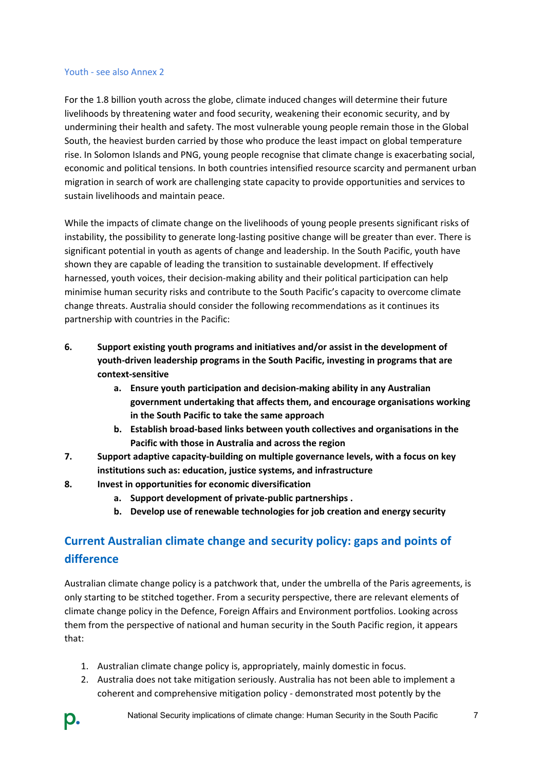### Youth - see also Annex 2

For the 1.8 billion youth across the globe, climate induced changes will determine their future livelihoods by threatening water and food security, weakening their economic security, and by undermining their health and safety. The most vulnerable young people remain those in the Global South, the heaviest burden carried by those who produce the least impact on global temperature rise. In Solomon Islands and PNG, young people recognise that climate change is exacerbating social, economic and political tensions. In both countries intensified resource scarcity and permanent urban migration in search of work are challenging state capacity to provide opportunities and services to sustain livelihoods and maintain peace.

While the impacts of climate change on the livelihoods of young people presents significant risks of instability, the possibility to generate long-lasting positive change will be greater than ever. There is significant potential in youth as agents of change and leadership. In the South Pacific, youth have shown they are capable of leading the transition to sustainable development. If effectively harnessed, youth voices, their decision-making ability and their political participation can help minimise human security risks and contribute to the South Pacific's capacity to overcome climate change threats. Australia should consider the following recommendations as it continues its partnership with countries in the Pacific:

6. **Support existing youth programs and initiatives and/or assist in the development of youth-driven leadership programs in the South Pacific, investing in programs that are context-sensitive**
   a. **Ensure youth participation and decision-making ability in any Australian government undertaking that affects them, and encourage organisations working in the South Pacific to take the same approach**
   b. **Establish broad-based links between youth collectives and organisations in the Pacific with those in Australia and across the region**
7. **Support adaptive capacity-building on multiple governance levels, with a focus on key institutions such as: education, justice systems, and infrastructure**
8. **Invest in opportunities for economic diversification**
   a. **Support development of private-public partnerships .**
   b. **Develop use of renewable technologies for job creation and energy security**

## Current Australian climate change and security policy: gaps and points of difference

Australian climate change policy is a patchwork that, under the umbrella of the Paris agreements, is only starting to be stitched together. From a security perspective, there are relevant elements of climate change policy in the Defence, Foreign Affairs and Environment portfolios. Looking across them from the perspective of national and human security in the South Pacific region, it appears that:

1. Australian climate change policy is, appropriately, mainly domestic in focus.
2. Australia does not take mitigation seriously. Australia has not been able to implement a coherent and comprehensive mitigation policy - demonstrated most potently by the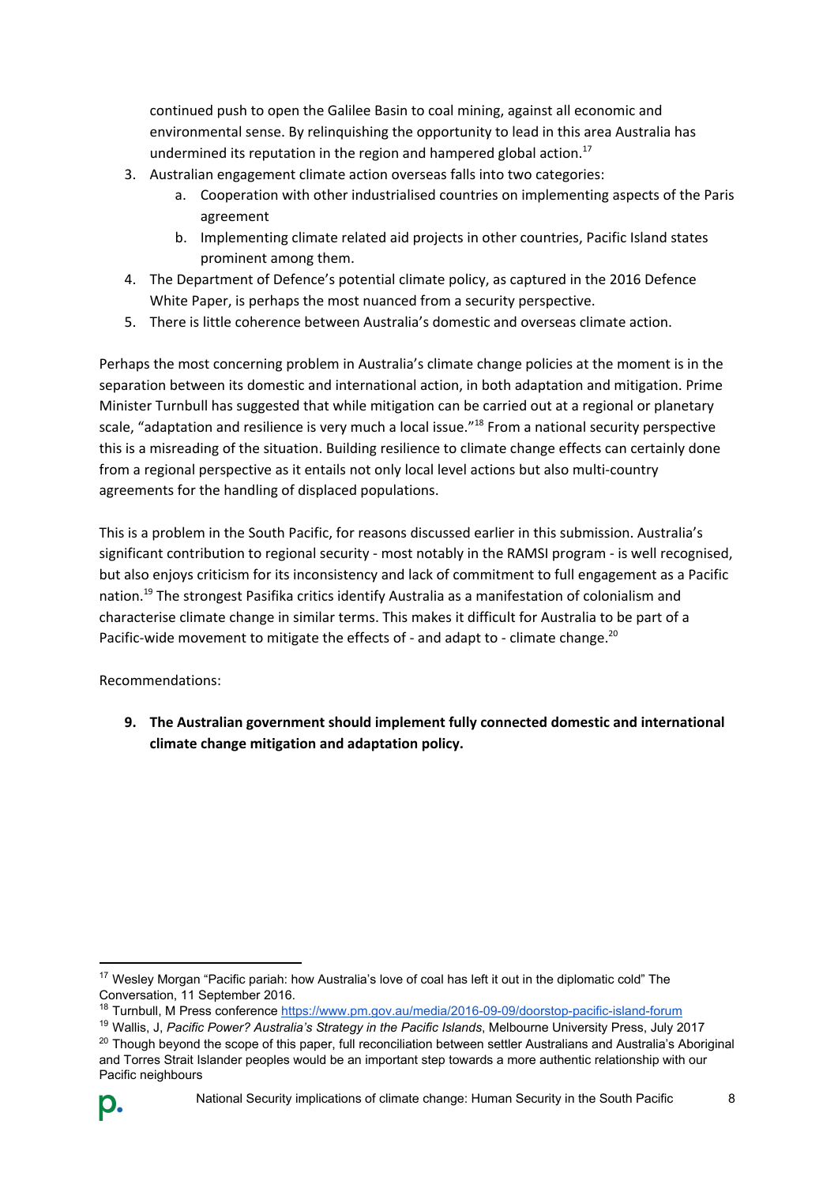continued push to open the Galilee Basin to coal mining, against all economic and environmental sense. By relinquishing the opportunity to lead in this area Australia has undermined its reputation in the region and hampered global action.[17]

3. Australian engagement climate action overseas falls into two categories:
   a. Cooperation with other industrialised countries on implementing aspects of the Paris agreement
   b. Implementing climate related aid projects in other countries, Pacific Island states prominent among them.
4. The Department of Defence's potential climate policy, as captured in the 2016 Defence White Paper, is perhaps the most nuanced from a security perspective.
5. There is little coherence between Australia's domestic and overseas climate action.

Perhaps the most concerning problem in Australia's climate change policies at the moment is in the separation between its domestic and international action, in both adaptation and mitigation. Prime Minister Turnbull has suggested that while mitigation can be carried out at a regional or planetary scale, "adaptation and resilience is very much a local issue."[18] From a national security perspective this is a misreading of the situation. Building resilience to climate change effects can certainly done from a regional perspective as it entails not only local level actions but also multi-country agreements for the handling of displaced populations.

This is a problem in the South Pacific, for reasons discussed earlier in this submission. Australia's significant contribution to regional security - most notably in the RAMSI program - is well recognised, but also enjoys criticism for its inconsistency and lack of commitment to full engagement as a Pacific nation.[19] The strongest Pasifika critics identify Australia as a manifestation of colonialism and characterise climate change in similar terms. This makes it difficult for Australia to be part of a Pacific-wide movement to mitigate the effects of - and adapt to - climate change.[20]

Recommendations:

9. **The Australian government should implement fully connected domestic and international climate change mitigation and adaptation policy.**

---

[17] Wesley Morgan "Pacific pariah: how Australia's love of coal has left it out in the diplomatic cold" The Conversation, 11 September 2016.

[18] Turnbull, M Press conference https://www.pm.gov.au/media/2016-09-09/doorstop-pacific-island-forum

[19] Wallis, J, *Pacific Power? Australia's Strategy in the Pacific Islands*, Melbourne University Press, July 2017

[20] Though beyond the scope of this paper, full reconciliation between settler Australians and Australia's Aboriginal and Torres Strait Islander peoples would be an important step towards a more authentic relationship with our Pacific neighbours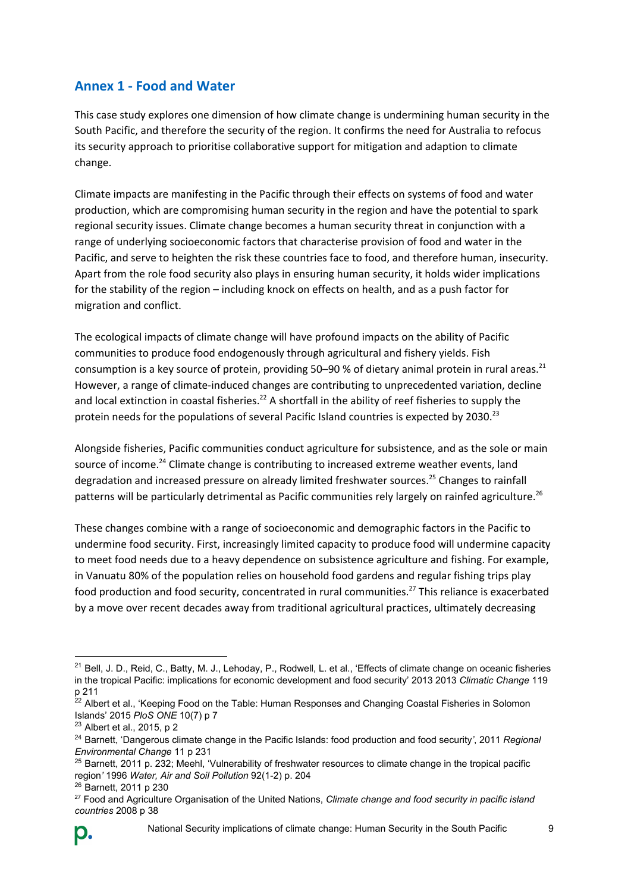## Annex 1 - Food and Water

This case study explores one dimension of how climate change is undermining human security in the South Pacific, and therefore the security of the region. It confirms the need for Australia to refocus its security approach to prioritise collaborative support for mitigation and adaption to climate change.

Climate impacts are manifesting in the Pacific through their effects on systems of food and water production, which are compromising human security in the region and have the potential to spark regional security issues. Climate change becomes a human security threat in conjunction with a range of underlying socioeconomic factors that characterise provision of food and water in the Pacific, and serve to heighten the risk these countries face to food, and therefore human, insecurity. Apart from the role food security also plays in ensuring human security, it holds wider implications for the stability of the region – including knock on effects on health, and as a push factor for migration and conflict.

The ecological impacts of climate change will have profound impacts on the ability of Pacific communities to produce food endogenously through agricultural and fishery yields. Fish consumption is a key source of protein, providing 50–90 % of dietary animal protein in rural areas.[21] However, a range of climate-induced changes are contributing to unprecedented variation, decline and local extinction in coastal fisheries.[22] A shortfall in the ability of reef fisheries to supply the protein needs for the populations of several Pacific Island countries is expected by 2030.[23]

Alongside fisheries, Pacific communities conduct agriculture for subsistence, and as the sole or main source of income.[24] Climate change is contributing to increased extreme weather events, land degradation and increased pressure on already limited freshwater sources.[25] Changes to rainfall patterns will be particularly detrimental as Pacific communities rely largely on rainfed agriculture.[26]

These changes combine with a range of socioeconomic and demographic factors in the Pacific to undermine food security. First, increasingly limited capacity to produce food will undermine capacity to meet food needs due to a heavy dependence on subsistence agriculture and fishing. For example, in Vanuatu 80% of the population relies on household food gardens and regular fishing trips play food production and food security, concentrated in rural communities.[27] This reliance is exacerbated by a move over recent decades away from traditional agricultural practices, ultimately decreasing

---

[21] Bell, J. D., Reid, C., Batty, M. J., Lehoday, P., Rodwell, L. et al., 'Effects of climate change on oceanic fisheries in the tropical Pacific: implications for economic development and food security' 2013 2013 *Climatic Change* 119 p 211

[22] Albert et al., 'Keeping Food on the Table: Human Responses and Changing Coastal Fisheries in Solomon Islands' 2015 *PloS ONE* 10(7) p 7

[23] Albert et al., 2015, p 2

[24] Barnett, 'Dangerous climate change in the Pacific Islands: food production and food security', 2011 *Regional Environmental Change* 11 p 231

[25] Barnett, 2011 p. 232; Meehl, 'Vulnerability of freshwater resources to climate change in the tropical pacific region' 1996 *Water, Air and Soil Pollution* 92(1-2) p. 204

[26] Barnett, 2011 p 230

[27] Food and Agriculture Organisation of the United Nations, *Climate change and food security in pacific island countries* 2008 p 38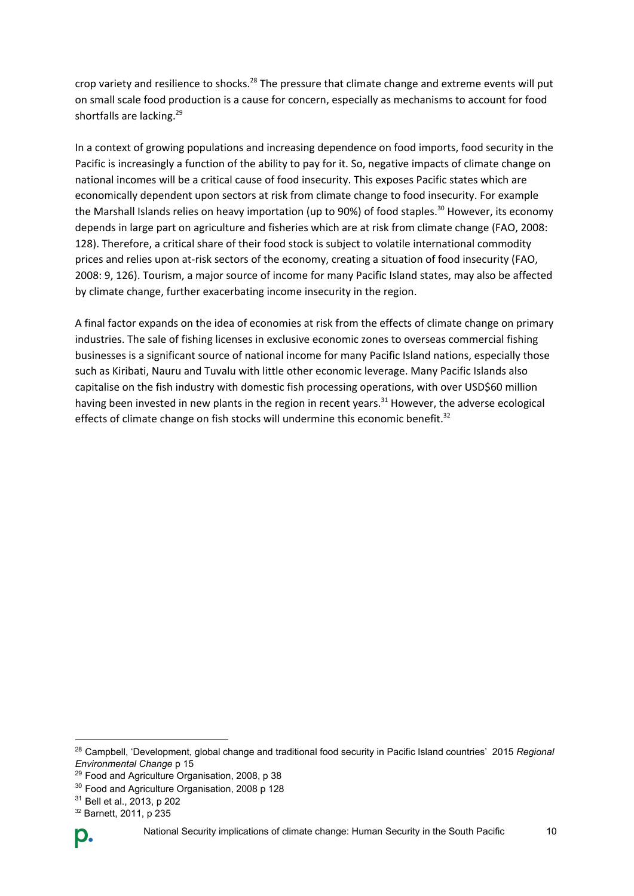crop variety and resilience to shocks.[28] The pressure that climate change and extreme events will put on small scale food production is a cause for concern, especially as mechanisms to account for food shortfalls are lacking.[29]

In a context of growing populations and increasing dependence on food imports, food security in the Pacific is increasingly a function of the ability to pay for it. So, negative impacts of climate change on national incomes will be a critical cause of food insecurity. This exposes Pacific states which are economically dependent upon sectors at risk from climate change to food insecurity. For example the Marshall Islands relies on heavy importation (up to 90%) of food staples.[30] However, its economy depends in large part on agriculture and fisheries which are at risk from climate change (FAO, 2008: 128). Therefore, a critical share of their food stock is subject to volatile international commodity prices and relies upon at-risk sectors of the economy, creating a situation of food insecurity (FAO, 2008: 9, 126). Tourism, a major source of income for many Pacific Island states, may also be affected by climate change, further exacerbating income insecurity in the region.

A final factor expands on the idea of economies at risk from the effects of climate change on primary industries. The sale of fishing licenses in exclusive economic zones to overseas commercial fishing businesses is a significant source of national income for many Pacific Island nations, especially those such as Kiribati, Nauru and Tuvalu with little other economic leverage. Many Pacific Islands also capitalise on the fish industry with domestic fish processing operations, with over USD$60 million having been invested in new plants in the region in recent years.[31] However, the adverse ecological effects of climate change on fish stocks will undermine this economic benefit.[32]

---

[28] Campbell, 'Development, global change and traditional food security in Pacific Island countries' 2015 *Regional Environmental Change* p 15

[29] Food and Agriculture Organisation, 2008, p 38

[30] Food and Agriculture Organisation, 2008 p 128

[31] Bell et al., 2013, p 202

[32] Barnett, 2011, p 235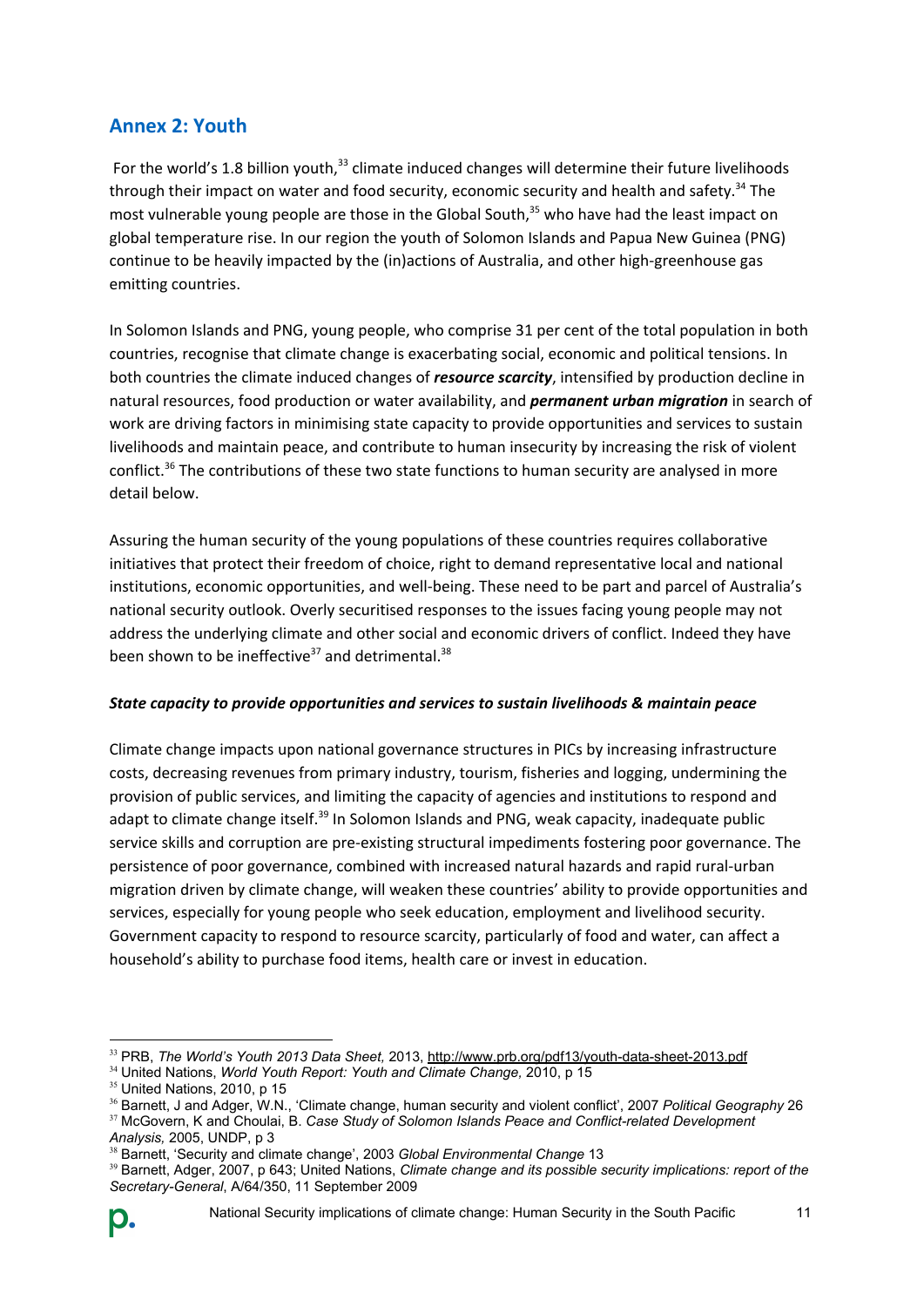## Annex 2: Youth

For the world's 1.8 billion youth,[33] climate induced changes will determine their future livelihoods through their impact on water and food security, economic security and health and safety.[34] The most vulnerable young people are those in the Global South,[35] who have had the least impact on global temperature rise. In our region the youth of Solomon Islands and Papua New Guinea (PNG) continue to be heavily impacted by the (in)actions of Australia, and other high-greenhouse gas emitting countries.

In Solomon Islands and PNG, young people, who comprise 31 per cent of the total population in both countries, recognise that climate change is exacerbating social, economic and political tensions. In both countries the climate induced changes of ***resource scarcity***, intensified by production decline in natural resources, food production or water availability, and ***permanent urban migration*** in search of work are driving factors in minimising state capacity to provide opportunities and services to sustain livelihoods and maintain peace, and contribute to human insecurity by increasing the risk of violent conflict.[36] The contributions of these two state functions to human security are analysed in more detail below.

Assuring the human security of the young populations of these countries requires collaborative initiatives that protect their freedom of choice, right to demand representative local and national institutions, economic opportunities, and well-being. These need to be part and parcel of Australia's national security outlook. Overly securitised responses to the issues facing young people may not address the underlying climate and other social and economic drivers of conflict. Indeed they have been shown to be ineffective[37] and detrimental.[38]

***State capacity to provide opportunities and services to sustain livelihoods & maintain peace***

Climate change impacts upon national governance structures in PICs by increasing infrastructure costs, decreasing revenues from primary industry, tourism, fisheries and logging, undermining the provision of public services, and limiting the capacity of agencies and institutions to respond and adapt to climate change itself.[39] In Solomon Islands and PNG, weak capacity, inadequate public service skills and corruption are pre-existing structural impediments fostering poor governance. The persistence of poor governance, combined with increased natural hazards and rapid rural-urban migration driven by climate change, will weaken these countries' ability to provide opportunities and services, especially for young people who seek education, employment and livelihood security. Government capacity to respond to resource scarcity, particularly of food and water, can affect a household's ability to purchase food items, health care or invest in education.

---

[33] PRB, *The World's Youth 2013 Data Sheet,* 2013, http://www.prb.org/pdf13/youth-data-sheet-2013.pdf

[34] United Nations, *World Youth Report: Youth and Climate Change,* 2010, p 15

[35] United Nations, 2010, p 15

[36] Barnett, J and Adger, W.N., 'Climate change, human security and violent conflict', 2007 *Political Geography* 26

[37] McGovern, K and Choulai, B. *Case Study of Solomon Islands Peace and Conflict-related Development Analysis,* 2005, UNDP, p 3

[38] Barnett, 'Security and climate change', 2003 *Global Environmental Change* 13

[39] Barnett, Adger, 2007, p 643; United Nations, *Climate change and its possible security implications: report of the Secretary-General*, A/64/350, 11 September 2009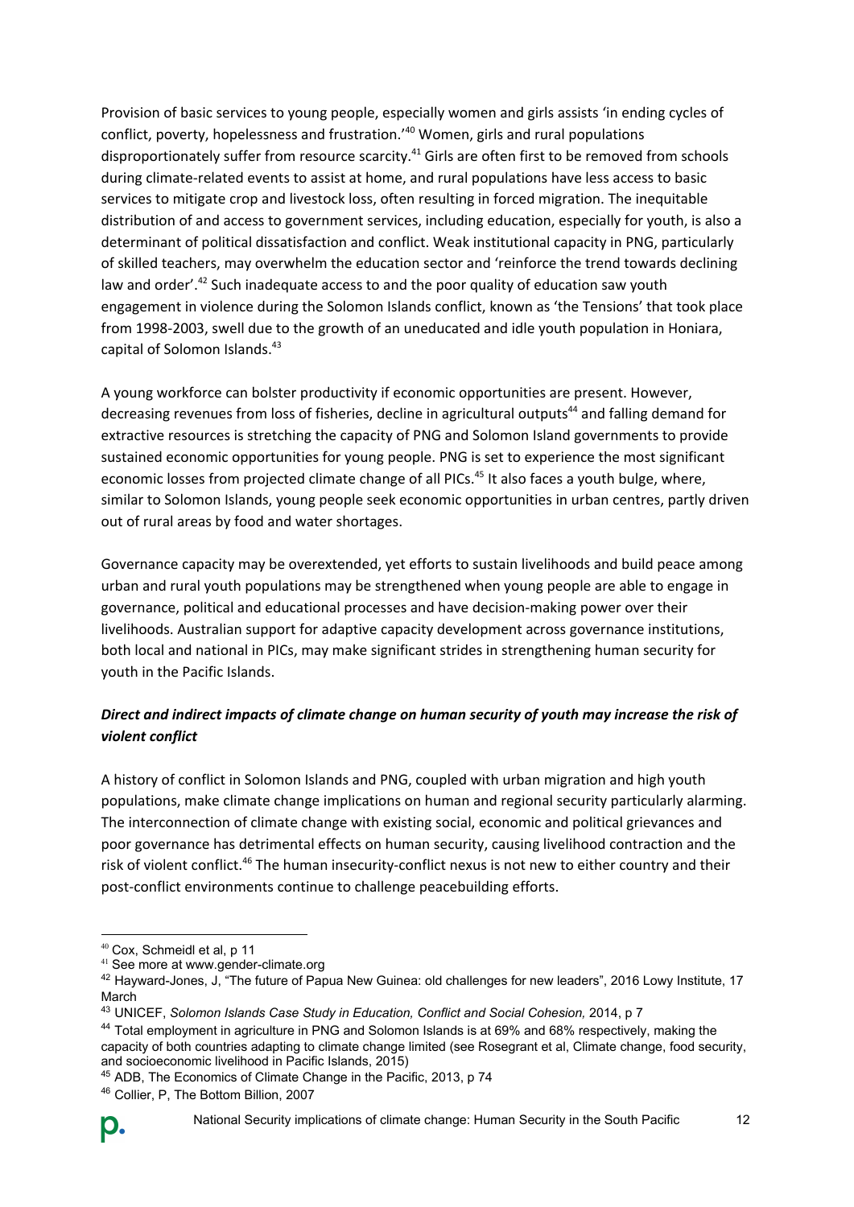Provision of basic services to young people, especially women and girls assists 'in ending cycles of conflict, poverty, hopelessness and frustration.'[40] Women, girls and rural populations disproportionately suffer from resource scarcity.[41] Girls are often first to be removed from schools during climate-related events to assist at home, and rural populations have less access to basic services to mitigate crop and livestock loss, often resulting in forced migration. The inequitable distribution of and access to government services, including education, especially for youth, is also a determinant of political dissatisfaction and conflict. Weak institutional capacity in PNG, particularly of skilled teachers, may overwhelm the education sector and 'reinforce the trend towards declining law and order'.[42] Such inadequate access to and the poor quality of education saw youth engagement in violence during the Solomon Islands conflict, known as 'the Tensions' that took place from 1998-2003, swell due to the growth of an uneducated and idle youth population in Honiara, capital of Solomon Islands.[43]

A young workforce can bolster productivity if economic opportunities are present. However, decreasing revenues from loss of fisheries, decline in agricultural outputs[44] and falling demand for extractive resources is stretching the capacity of PNG and Solomon Island governments to provide sustained economic opportunities for young people. PNG is set to experience the most significant economic losses from projected climate change of all PICs.[45] It also faces a youth bulge, where, similar to Solomon Islands, young people seek economic opportunities in urban centres, partly driven out of rural areas by food and water shortages.

Governance capacity may be overextended, yet efforts to sustain livelihoods and build peace among urban and rural youth populations may be strengthened when young people are able to engage in governance, political and educational processes and have decision-making power over their livelihoods. Australian support for adaptive capacity development across governance institutions, both local and national in PICs, may make significant strides in strengthening human security for youth in the Pacific Islands.

### *Direct and indirect impacts of climate change on human security of youth may increase the risk of violent conflict*

A history of conflict in Solomon Islands and PNG, coupled with urban migration and high youth populations, make climate change implications on human and regional security particularly alarming. The interconnection of climate change with existing social, economic and political grievances and poor governance has detrimental effects on human security, causing livelihood contraction and the risk of violent conflict.[46] The human insecurity-conflict nexus is not new to either country and their post-conflict environments continue to challenge peacebuilding efforts.

---

[40] Cox, Schmeidl et al, p 11

[41] See more at www.gender-climate.org

[42] Hayward-Jones, J, "The future of Papua New Guinea: old challenges for new leaders", 2016 Lowy Institute, 17 March

[43] UNICEF, *Solomon Islands Case Study in Education, Conflict and Social Cohesion,* 2014, p 7

[44] Total employment in agriculture in PNG and Solomon Islands is at 69% and 68% respectively, making the capacity of both countries adapting to climate change limited (see Rosegrant et al, Climate change, food security, and socioeconomic livelihood in Pacific Islands, 2015)

[45] ADB, The Economics of Climate Change in the Pacific, 2013, p 74

[46] Collier, P, The Bottom Billion, 2007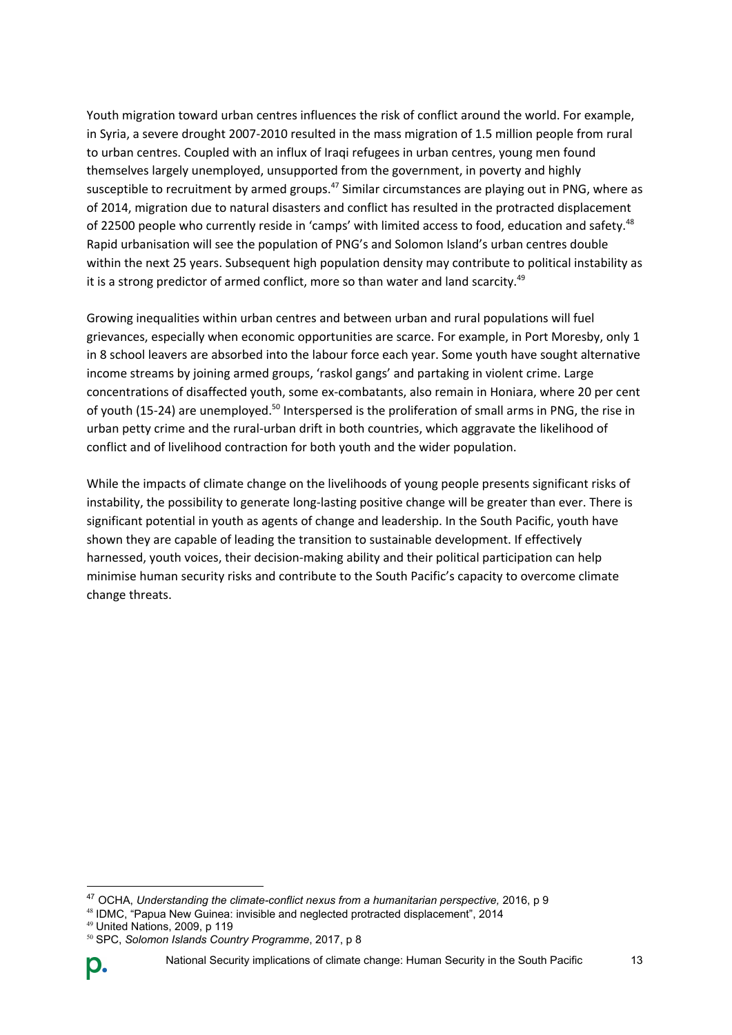Youth migration toward urban centres influences the risk of conflict around the world. For example, in Syria, a severe drought 2007-2010 resulted in the mass migration of 1.5 million people from rural to urban centres. Coupled with an influx of Iraqi refugees in urban centres, young men found themselves largely unemployed, unsupported from the government, in poverty and highly susceptible to recruitment by armed groups.[47] Similar circumstances are playing out in PNG, where as of 2014, migration due to natural disasters and conflict has resulted in the protracted displacement of 22500 people who currently reside in 'camps' with limited access to food, education and safety.[48] Rapid urbanisation will see the population of PNG's and Solomon Island's urban centres double within the next 25 years. Subsequent high population density may contribute to political instability as it is a strong predictor of armed conflict, more so than water and land scarcity.[49]

Growing inequalities within urban centres and between urban and rural populations will fuel grievances, especially when economic opportunities are scarce. For example, in Port Moresby, only 1 in 8 school leavers are absorbed into the labour force each year. Some youth have sought alternative income streams by joining armed groups, 'raskol gangs' and partaking in violent crime. Large concentrations of disaffected youth, some ex-combatants, also remain in Honiara, where 20 per cent of youth (15-24) are unemployed.[50] Interspersed is the proliferation of small arms in PNG, the rise in urban petty crime and the rural-urban drift in both countries, which aggravate the likelihood of conflict and of livelihood contraction for both youth and the wider population.

While the impacts of climate change on the livelihoods of young people presents significant risks of instability, the possibility to generate long-lasting positive change will be greater than ever. There is significant potential in youth as agents of change and leadership. In the South Pacific, youth have shown they are capable of leading the transition to sustainable development. If effectively harnessed, youth voices, their decision-making ability and their political participation can help minimise human security risks and contribute to the South Pacific's capacity to overcome climate change threats.

---

[47] OCHA, *Understanding the climate-conflict nexus from a humanitarian perspective,* 2016, p 9

[48] IDMC, "Papua New Guinea: invisible and neglected protracted displacement", 2014

[49] United Nations, 2009, p 119

[50] SPC, *Solomon Islands Country Programme*, 2017, p 8